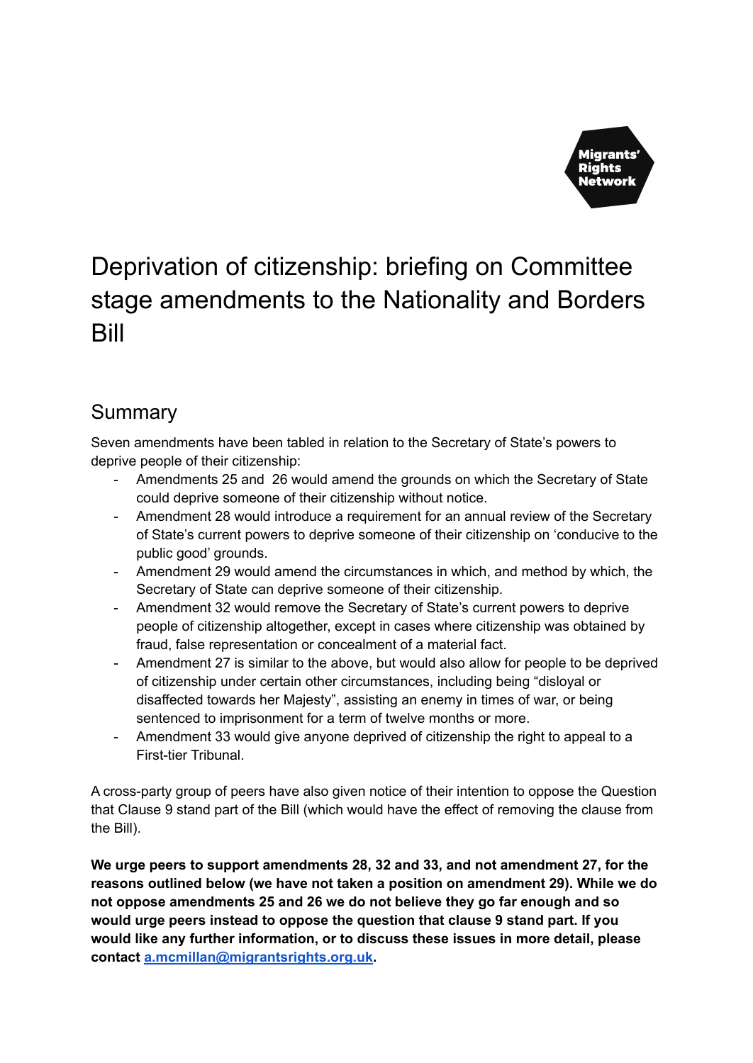Migrants' Rights Network

# Deprivation of citizenship: briefing on Committee stage amendments to the Nationality and Borders Bill

## Summary

Seven amendments have been tabled in relation to the Secretary of State's powers to deprive people of their citizenship:

- Amendments 25 and 26 would amend the grounds on which the Secretary of State could deprive someone of their citizenship without notice.
- Amendment 28 would introduce a requirement for an annual review of the Secretary of State's current powers to deprive someone of their citizenship on 'conducive to the public good' grounds.
- Amendment 29 would amend the circumstances in which, and method by which, the Secretary of State can deprive someone of their citizenship.
- Amendment 32 would remove the Secretary of State's current powers to deprive people of citizenship altogether, except in cases where citizenship was obtained by fraud, false representation or concealment of a material fact.
- Amendment 27 is similar to the above, but would also allow for people to be deprived of citizenship under certain other circumstances, including being "disloyal or disaffected towards her Majesty", assisting an enemy in times of war, or being sentenced to imprisonment for a term of twelve months or more.
- Amendment 33 would give anyone deprived of citizenship the right to appeal to a First-tier Tribunal.

A cross-party group of peers have also given notice of their intention to oppose the Question that Clause 9 stand part of the Bill (which would have the effect of removing the clause from the Bill).

**We urge peers to support amendments 28, 32 and 33, and not amendment 27, for the reasons outlined below (we have not taken a position on amendment 29). While we do not oppose amendments 25 and 26 we do not believe they go far enough and so would urge peers instead to oppose the question that clause 9 stand part. If you would like any further information, or to discuss these issues in more detail, please contact [a.mcmillan@migrantsrights.org.uk](mailto:a.mcmillan@migrantsrights.org.uk).**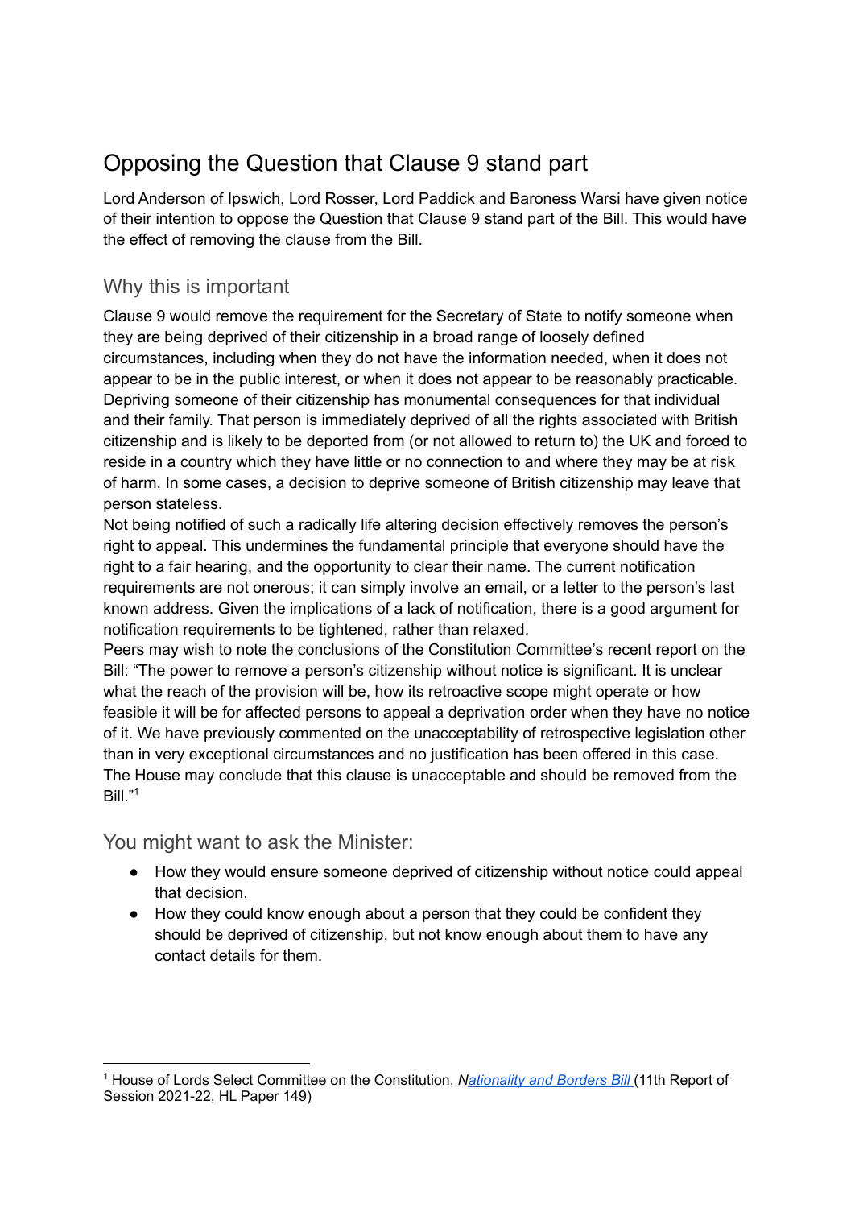# Opposing the Question that Clause 9 stand part

Lord Anderson of Ipswich, Lord Rosser, Lord Paddick and Baroness Warsi have given notice of their intention to oppose the Question that Clause 9 stand part of the Bill. This would have the effect of removing the clause from the Bill.

## Why this is important

Clause 9 would remove the requirement for the Secretary of State to notify someone when they are being deprived of their citizenship in a broad range of loosely defined circumstances, including when they do not have the information needed, when it does not appear to be in the public interest, or when it does not appear to be reasonably practicable. Depriving someone of their citizenship has monumental consequences for that individual and their family. That person is immediately deprived of all the rights associated with British citizenship and is likely to be deported from (or not allowed to return to) the UK and forced to reside in a country which they have little or no connection to and where they may be at risk of harm. In some cases, a decision to deprive someone of British citizenship may leave that person stateless.

Not being notified of such a radically life altering decision effectively removes the person's right to appeal. This undermines the fundamental principle that everyone should have the right to a fair hearing, and the opportunity to clear their name. The current notification requirements are not onerous; it can simply involve an email, or a letter to the person's last known address. Given the implications of a lack of notification, there is a good argument for notification requirements to be tightened, rather than relaxed.

Peers may wish to note the conclusions of the Constitution Committee's recent report on the Bill: "The power to remove a person's citizenship without notice is significant. It is unclear what the reach of the provision will be, how its retroactive scope might operate or how feasible it will be for affected persons to appeal a deprivation order when they have no notice of it. We have previously commented on the unacceptability of retrospective legislation other than in very exceptional circumstances and no justification has been offered in this case. The House may conclude that this clause is unacceptable and should be removed from the Bill."[1]

## You might want to ask the Minister:

- How they would ensure someone deprived of citizenship without notice could appeal that decision.
- How they could know enough about a person that they could be confident they should be deprived of citizenship, but not know enough about them to have any contact details for them.

---

[1] House of Lords Select Committee on the Constitution, *Nationality and Borders Bill* (11th Report of Session 2021-22, HL Paper 149)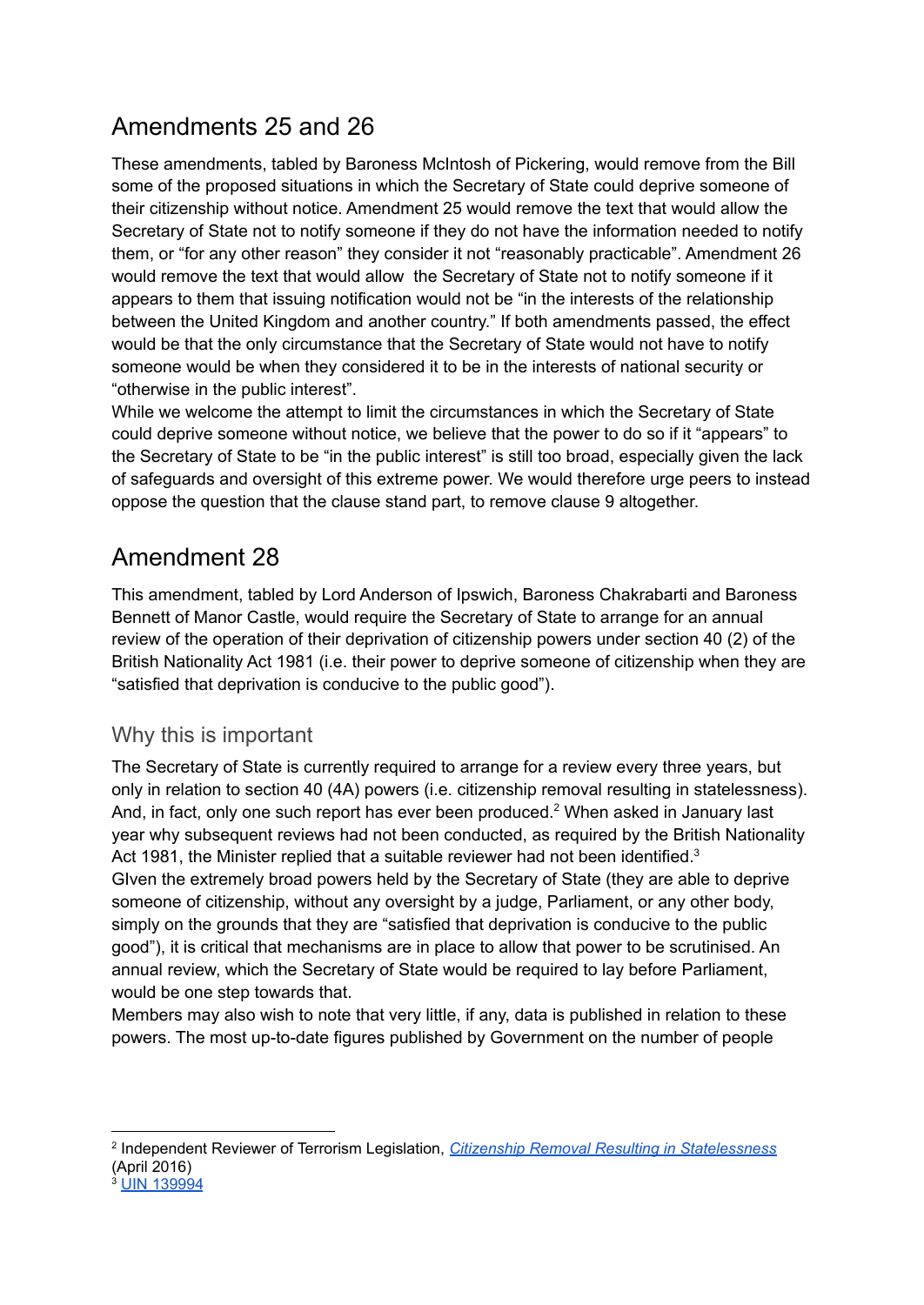## Amendments 25 and 26

These amendments, tabled by Baroness McIntosh of Pickering, would remove from the Bill some of the proposed situations in which the Secretary of State could deprive someone of their citizenship without notice. Amendment 25 would remove the text that would allow the Secretary of State not to notify someone if they do not have the information needed to notify them, or "for any other reason" they consider it not "reasonably practicable". Amendment 26 would remove the text that would allow the Secretary of State not to notify someone if it appears to them that issuing notification would not be "in the interests of the relationship between the United Kingdom and another country." If both amendments passed, the effect would be that the only circumstance that the Secretary of State would not have to notify someone would be when they considered it to be in the interests of national security or "otherwise in the public interest".

While we welcome the attempt to limit the circumstances in which the Secretary of State could deprive someone without notice, we believe that the power to do so if it "appears" to the Secretary of State to be "in the public interest" is still too broad, especially given the lack of safeguards and oversight of this extreme power. We would therefore urge peers to instead oppose the question that the clause stand part, to remove clause 9 altogether.

## Amendment 28

This amendment, tabled by Lord Anderson of Ipswich, Baroness Chakrabarti and Baroness Bennett of Manor Castle, would require the Secretary of State to arrange for an annual review of the operation of their deprivation of citizenship powers under section 40 (2) of the British Nationality Act 1981 (i.e. their power to deprive someone of citizenship when they are "satisfied that deprivation is conducive to the public good").

### Why this is important

The Secretary of State is currently required to arrange for a review every three years, but only in relation to section 40 (4A) powers (i.e. citizenship removal resulting in statelessness). And, in fact, only one such report has ever been produced.[2] When asked in January last year why subsequent reviews had not been conducted, as required by the British Nationality Act 1981, the Minister replied that a suitable reviewer had not been identified.[3]

GIven the extremely broad powers held by the Secretary of State (they are able to deprive someone of citizenship, without any oversight by a judge, Parliament, or any other body, simply on the grounds that they are "satisfied that deprivation is conducive to the public good"), it is critical that mechanisms are in place to allow that power to be scrutinised. An annual review, which the Secretary of State would be required to lay before Parliament, would be one step towards that.

Members may also wish to note that very little, if any, data is published in relation to these powers. The most up-to-date figures published by Government on the number of people

[2] Independent Reviewer of Terrorism Legislation, *Citizenship Removal Resulting in Statelessness* (April 2016)

[3] UIN 139994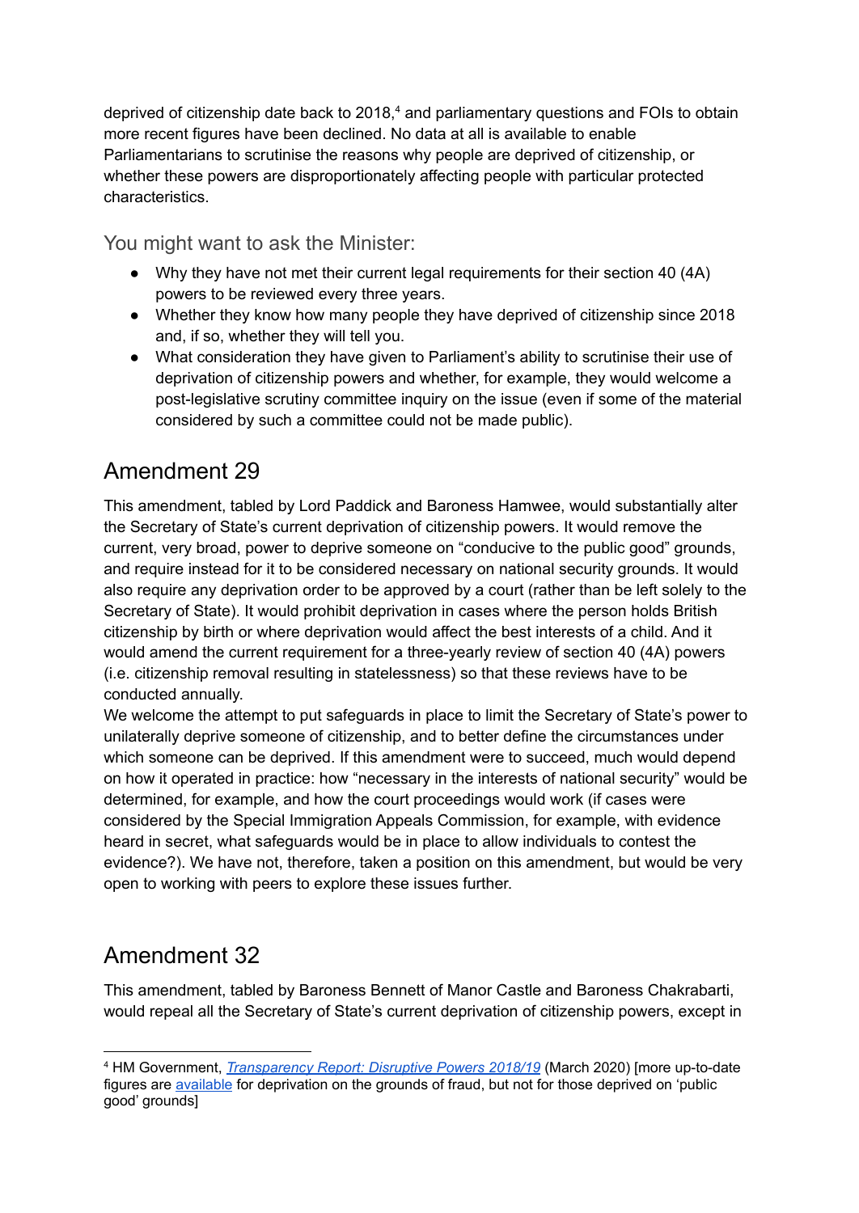deprived of citizenship date back to 2018,[4] and parliamentary questions and FOIs to obtain more recent figures have been declined. No data at all is available to enable Parliamentarians to scrutinise the reasons why people are deprived of citizenship, or whether these powers are disproportionately affecting people with particular protected characteristics.

### You might want to ask the Minister:

- Why they have not met their current legal requirements for their section 40 (4A) powers to be reviewed every three years.
- Whether they know how many people they have deprived of citizenship since 2018 and, if so, whether they will tell you.
- What consideration they have given to Parliament's ability to scrutinise their use of deprivation of citizenship powers and whether, for example, they would welcome a post-legislative scrutiny committee inquiry on the issue (even if some of the material considered by such a committee could not be made public).

## Amendment 29

This amendment, tabled by Lord Paddick and Baroness Hamwee, would substantially alter the Secretary of State's current deprivation of citizenship powers. It would remove the current, very broad, power to deprive someone on "conducive to the public good" grounds, and require instead for it to be considered necessary on national security grounds. It would also require any deprivation order to be approved by a court (rather than be left solely to the Secretary of State). It would prohibit deprivation in cases where the person holds British citizenship by birth or where deprivation would affect the best interests of a child. And it would amend the current requirement for a three-yearly review of section 40 (4A) powers (i.e. citizenship removal resulting in statelessness) so that these reviews have to be conducted annually.

We welcome the attempt to put safeguards in place to limit the Secretary of State's power to unilaterally deprive someone of citizenship, and to better define the circumstances under which someone can be deprived. If this amendment were to succeed, much would depend on how it operated in practice: how "necessary in the interests of national security" would be determined, for example, and how the court proceedings would work (if cases were considered by the Special Immigration Appeals Commission, for example, with evidence heard in secret, what safeguards would be in place to allow individuals to contest the evidence?). We have not, therefore, taken a position on this amendment, but would be very open to working with peers to explore these issues further.

## Amendment 32

This amendment, tabled by Baroness Bennett of Manor Castle and Baroness Chakrabarti, would repeal all the Secretary of State's current deprivation of citizenship powers, except in

[4] HM Government, *Transparency Report: Disruptive Powers 2018/19* (March 2020) [more up-to-date figures are available for deprivation on the grounds of fraud, but not for those deprived on 'public good' grounds]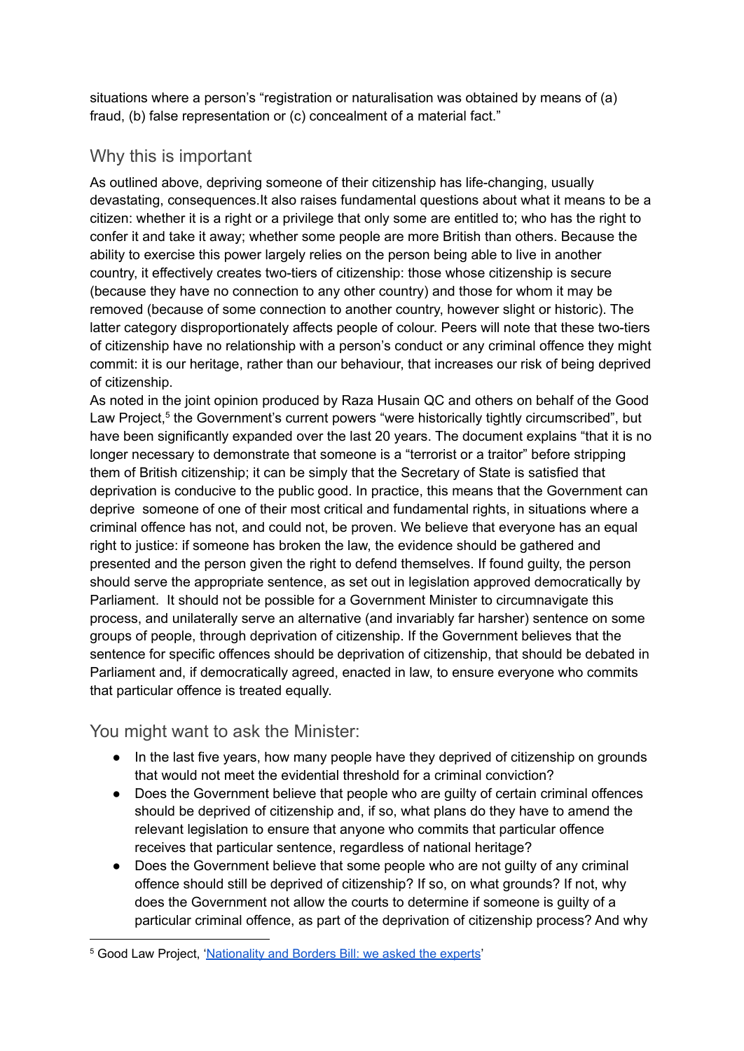situations where a person's "registration or naturalisation was obtained by means of (a) fraud, (b) false representation or (c) concealment of a material fact."

## Why this is important

As outlined above, depriving someone of their citizenship has life-changing, usually devastating, consequences.It also raises fundamental questions about what it means to be a citizen: whether it is a right or a privilege that only some are entitled to; who has the right to confer it and take it away; whether some people are more British than others. Because the ability to exercise this power largely relies on the person being able to live in another country, it effectively creates two-tiers of citizenship: those whose citizenship is secure (because they have no connection to any other country) and those for whom it may be removed (because of some connection to another country, however slight or historic). The latter category disproportionately affects people of colour. Peers will note that these two-tiers of citizenship have no relationship with a person's conduct or any criminal offence they might commit: it is our heritage, rather than our behaviour, that increases our risk of being deprived of citizenship.

As noted in the joint opinion produced by Raza Husain QC and others on behalf of the Good Law Project,[5] the Government's current powers "were historically tightly circumscribed", but have been significantly expanded over the last 20 years. The document explains "that it is no longer necessary to demonstrate that someone is a "terrorist or a traitor" before stripping them of British citizenship; it can be simply that the Secretary of State is satisfied that deprivation is conducive to the public good. In practice, this means that the Government can deprive someone of one of their most critical and fundamental rights, in situations where a criminal offence has not, and could not, be proven. We believe that everyone has an equal right to justice: if someone has broken the law, the evidence should be gathered and presented and the person given the right to defend themselves. If found guilty, the person should serve the appropriate sentence, as set out in legislation approved democratically by Parliament. It should not be possible for a Government Minister to circumnavigate this process, and unilaterally serve an alternative (and invariably far harsher) sentence on some groups of people, through deprivation of citizenship. If the Government believes that the sentence for specific offences should be deprivation of citizenship, that should be debated in Parliament and, if democratically agreed, enacted in law, to ensure everyone who commits that particular offence is treated equally.

## You might want to ask the Minister:

- In the last five years, how many people have they deprived of citizenship on grounds that would not meet the evidential threshold for a criminal conviction?
- Does the Government believe that people who are guilty of certain criminal offences should be deprived of citizenship and, if so, what plans do they have to amend the relevant legislation to ensure that anyone who commits that particular offence receives that particular sentence, regardless of national heritage?
- Does the Government believe that some people who are not guilty of any criminal offence should still be deprived of citizenship? If so, on what grounds? If not, why does the Government not allow the courts to determine if someone is guilty of a particular criminal offence, as part of the deprivation of citizenship process? And why

---

[5] Good Law Project, 'Nationality and Borders Bill: we asked the experts'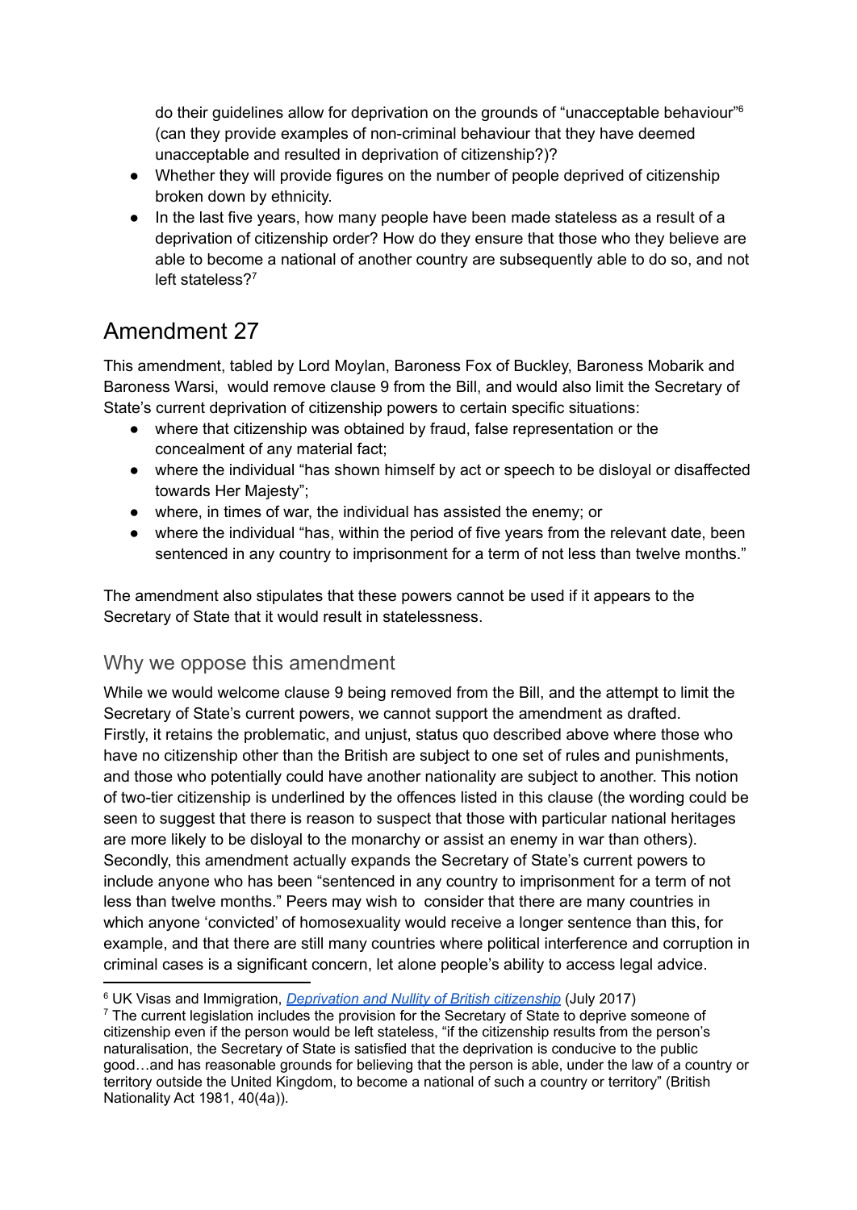do their guidelines allow for deprivation on the grounds of "unacceptable behaviour"[6] (can they provide examples of non-criminal behaviour that they have deemed unacceptable and resulted in deprivation of citizenship?)?

- Whether they will provide figures on the number of people deprived of citizenship broken down by ethnicity.
- In the last five years, how many people have been made stateless as a result of a deprivation of citizenship order? How do they ensure that those who they believe are able to become a national of another country are subsequently able to do so, and not left stateless?[7]

# Amendment 27

This amendment, tabled by Lord Moylan, Baroness Fox of Buckley, Baroness Mobarik and Baroness Warsi, would remove clause 9 from the Bill, and would also limit the Secretary of State's current deprivation of citizenship powers to certain specific situations:

- where that citizenship was obtained by fraud, false representation or the concealment of any material fact;
- where the individual "has shown himself by act or speech to be disloyal or disaffected towards Her Majesty";
- where, in times of war, the individual has assisted the enemy; or
- where the individual "has, within the period of five years from the relevant date, been sentenced in any country to imprisonment for a term of not less than twelve months."

The amendment also stipulates that these powers cannot be used if it appears to the Secretary of State that it would result in statelessness.

## Why we oppose this amendment

While we would welcome clause 9 being removed from the Bill, and the attempt to limit the Secretary of State's current powers, we cannot support the amendment as drafted.
Firstly, it retains the problematic, and unjust, status quo described above where those who have no citizenship other than the British are subject to one set of rules and punishments, and those who potentially could have another nationality are subject to another. This notion of two-tier citizenship is underlined by the offences listed in this clause (the wording could be seen to suggest that there is reason to suspect that those with particular national heritages are more likely to be disloyal to the monarchy or assist an enemy in war than others).
Secondly, this amendment actually expands the Secretary of State's current powers to include anyone who has been "sentenced in any country to imprisonment for a term of not less than twelve months." Peers may wish to consider that there are many countries in which anyone 'convicted' of homosexuality would receive a longer sentence than this, for example, and that there are still many countries where political interference and corruption in criminal cases is a significant concern, let alone people's ability to access legal advice.

---

[6] UK Visas and Immigration, *Deprivation and Nullity of British citizenship* (July 2017)

[7] The current legislation includes the provision for the Secretary of State to deprive someone of citizenship even if the person would be left stateless, "if the citizenship results from the person's naturalisation, the Secretary of State is satisfied that the deprivation is conducive to the public good…and has reasonable grounds for believing that the person is able, under the law of a country or territory outside the United Kingdom, to become a national of such a country or territory" (British Nationality Act 1981, 40(4a)).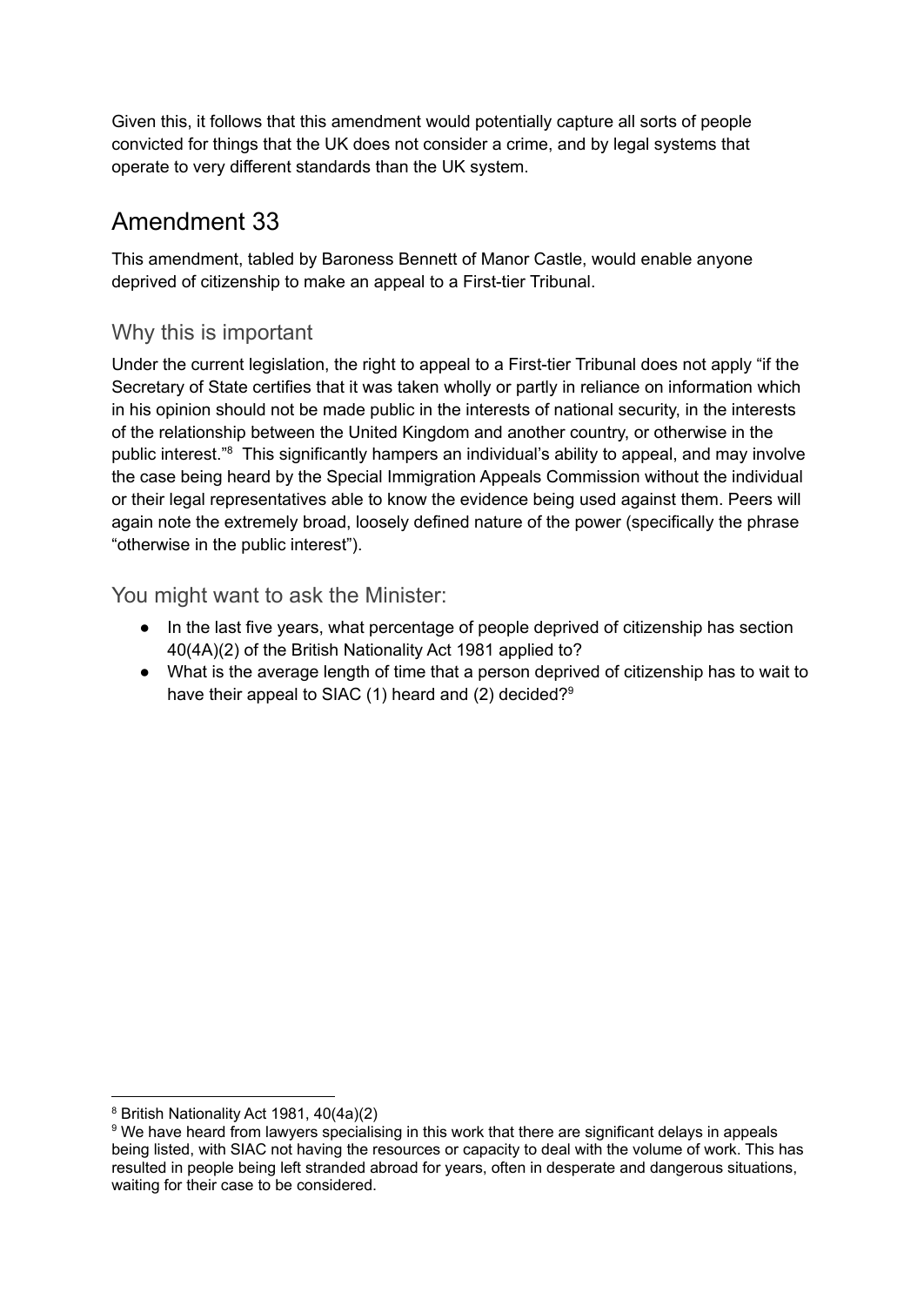Given this, it follows that this amendment would potentially capture all sorts of people convicted for things that the UK does not consider a crime, and by legal systems that operate to very different standards than the UK system.

## Amendment 33

This amendment, tabled by Baroness Bennett of Manor Castle, would enable anyone deprived of citizenship to make an appeal to a First-tier Tribunal.

### Why this is important

Under the current legislation, the right to appeal to a First-tier Tribunal does not apply "if the Secretary of State certifies that it was taken wholly or partly in reliance on information which in his opinion should not be made public in the interests of national security, in the interests of the relationship between the United Kingdom and another country, or otherwise in the public interest."[8] This significantly hampers an individual's ability to appeal, and may involve the case being heard by the Special Immigration Appeals Commission without the individual or their legal representatives able to know the evidence being used against them. Peers will again note the extremely broad, loosely defined nature of the power (specifically the phrase "otherwise in the public interest").

### You might want to ask the Minister:

- In the last five years, what percentage of people deprived of citizenship has section 40(4A)(2) of the British Nationality Act 1981 applied to?
- What is the average length of time that a person deprived of citizenship has to wait to have their appeal to SIAC (1) heard and (2) decided?[9]

---

[8] British Nationality Act 1981, 40(4a)(2)

[9] We have heard from lawyers specialising in this work that there are significant delays in appeals being listed, with SIAC not having the resources or capacity to deal with the volume of work. This has resulted in people being left stranded abroad for years, often in desperate and dangerous situations, waiting for their case to be considered.